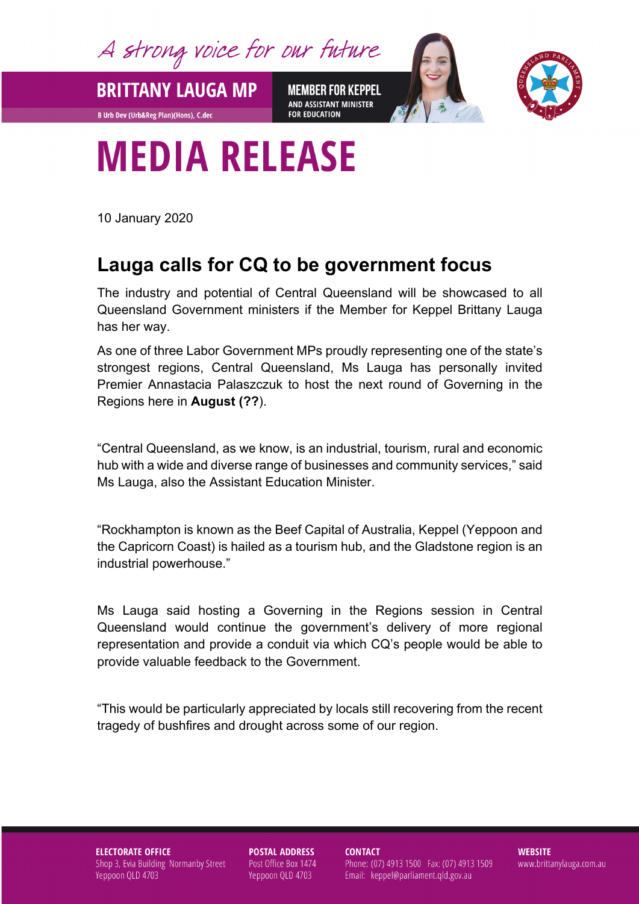A strong voice for our future

**BRITTANY LAUGA MP**

B Urb Dev (Urb&Reg Plan)(Hons), C.dec

**MEMBER FOR KEPPEL**
AND ASSISTANT MINISTER FOR EDUCATION

# MEDIA RELEASE

10 January 2020

## Lauga calls for CQ to be government focus

The industry and potential of Central Queensland will be showcased to all Queensland Government ministers if the Member for Keppel Brittany Lauga has her way.

As one of three Labor Government MPs proudly representing one of the state's strongest regions, Central Queensland, Ms Lauga has personally invited Premier Annastacia Palaszczuk to host the next round of Governing in the Regions here in **August (??**).

"Central Queensland, as we know, is an industrial, tourism, rural and economic hub with a wide and diverse range of businesses and community services," said Ms Lauga, also the Assistant Education Minister.

"Rockhampton is known as the Beef Capital of Australia, Keppel (Yeppoon and the Capricorn Coast) is hailed as a tourism hub, and the Gladstone region is an industrial powerhouse."

Ms Lauga said hosting a Governing in the Regions session in Central Queensland would continue the government's delivery of more regional representation and provide a conduit via which CQ's people would be able to provide valuable feedback to the Government.

"This would be particularly appreciated by locals still recovering from the recent tragedy of bushfires and drought across some of our region.

**ELECTORATE OFFICE**
Shop 3, Evia Building Normanby Street
Yeppoon QLD 4703

**POSTAL ADDRESS**
Post Office Box 1474
Yeppoon QLD 4703

**CONTACT**
Phone: (07) 4913 1500 Fax: (07) 4913 1509
Email: keppel@parliament.qld.gov.au

**WEBSITE**
www.brittanylauga.com.au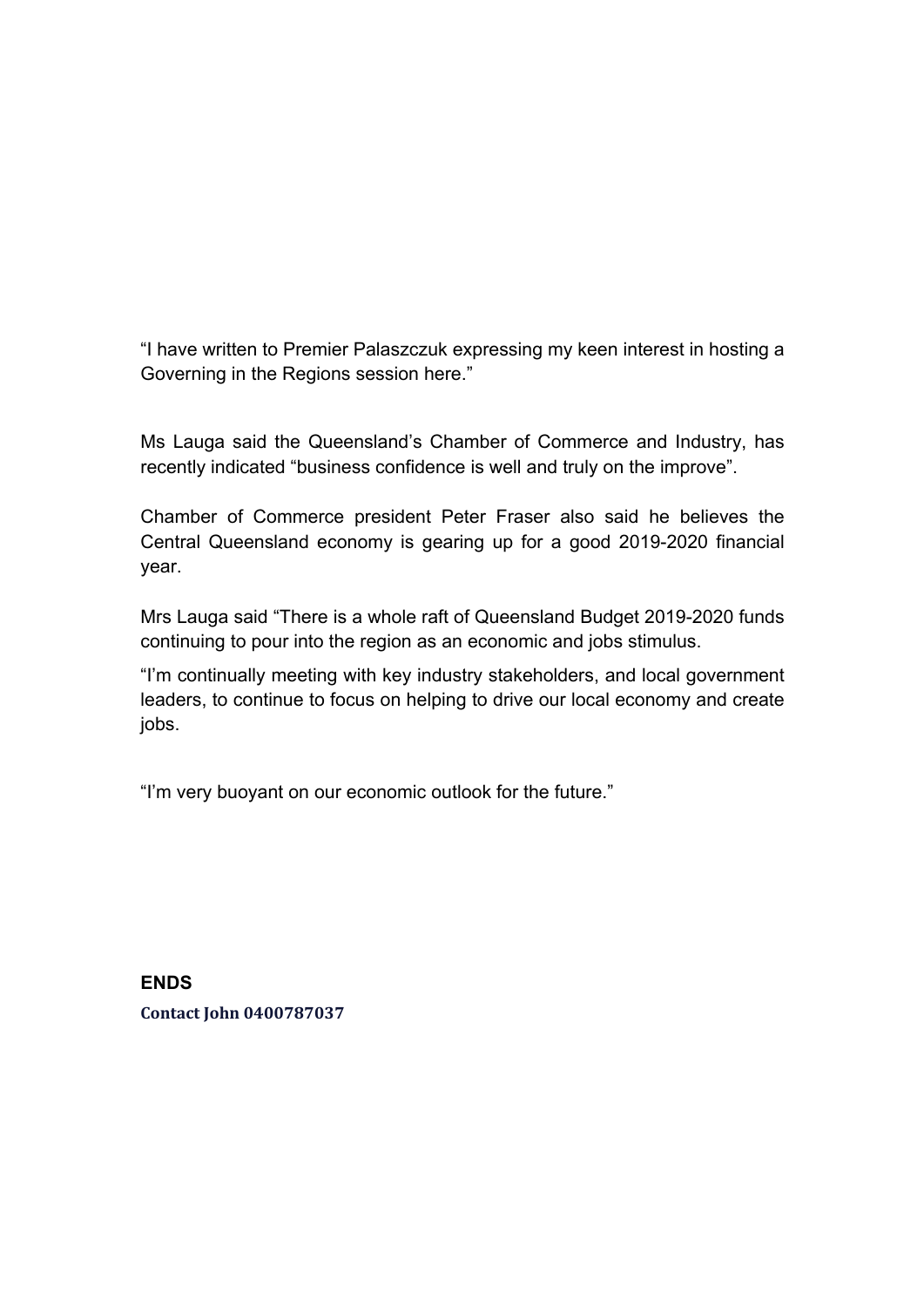"I have written to Premier Palaszczuk expressing my keen interest in hosting a Governing in the Regions session here."

Ms Lauga said the Queensland's Chamber of Commerce and Industry, has recently indicated "business confidence is well and truly on the improve".

Chamber of Commerce president Peter Fraser also said he believes the Central Queensland economy is gearing up for a good 2019-2020 financial year.

Mrs Lauga said "There is a whole raft of Queensland Budget 2019-2020 funds continuing to pour into the region as an economic and jobs stimulus.

"I'm continually meeting with key industry stakeholders, and local government leaders, to continue to focus on helping to drive our local economy and create jobs.

"I'm very buoyant on our economic outlook for the future."

**ENDS**

**Contact John 0400787037**